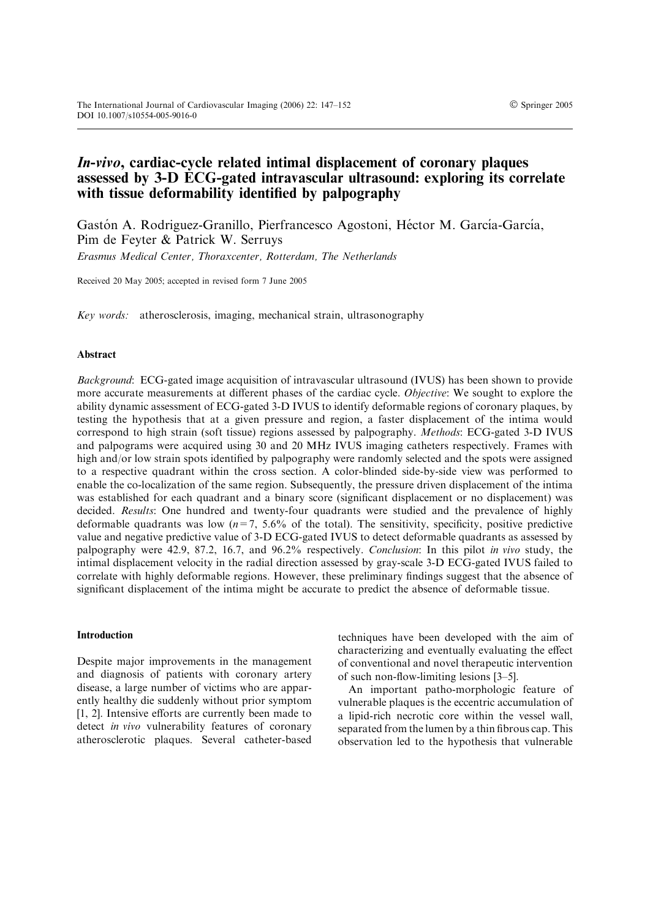# *In-vivo*, cardiac-cycle related intimal displacement of coronary plaques assessed by 3-D ECG-gated intravascular ultrasound: exploring its correlate with tissue deformability identified by palpography

Gastón A. Rodriguez-Granillo, Pierfrancesco Agostoni, Héctor M. García-García, Pim de Feyter & Patrick W. Serruys

*Erasmus Medical Center, Thoraxcenter, Rotterdam, The Netherlands*

Received 20 May 2005; accepted in revised form 7 June 2005

*Key words:* atherosclerosis, imaging, mechanical strain, ultrasonography

## Abstract

*Background*: ECG-gated image acquisition of intravascular ultrasound (IVUS) has been shown to provide more accurate measurements at different phases of the cardiac cycle. *Objective*: We sought to explore the ability dynamic assessment of ECG-gated 3-D IVUS to identify deformable regions of coronary plaques, by testing the hypothesis that at a given pressure and region, a faster displacement of the intima would correspond to high strain (soft tissue) regions assessed by palpography. *Methods*: ECG-gated 3-D IVUS and palpograms were acquired using 30 and 20 MHz IVUS imaging catheters respectively. Frames with high and/or low strain spots identified by palpography were randomly selected and the spots were assigned to a respective quadrant within the cross section. A color-blinded side-by-side view was performed to enable the co-localization of the same region. Subsequently, the pressure driven displacement of the intima was established for each quadrant and a binary score (significant displacement or no displacement) was decided. *Results*: One hundred and twenty-four quadrants were studied and the prevalence of highly deformable quadrants was low ($n=7$, 5.6% of the total). The sensitivity, specificity, positive predictive value and negative predictive value of 3-D ECG-gated IVUS to detect deformable quadrants as assessed by palpography were 42.9, 87.2, 16.7, and 96.2% respectively. *Conclusion*: In this pilot *in vivo* study, the intimal displacement velocity in the radial direction assessed by gray-scale 3-D ECG-gated IVUS failed to correlate with highly deformable regions. However, these preliminary findings suggest that the absence of significant displacement of the intima might be accurate to predict the absence of deformable tissue.

## Introduction

Despite major improvements in the management and diagnosis of patients with coronary artery disease, a large number of victims who are apparently healthy die suddenly without prior symptom [1, 2]. Intensive efforts are currently been made to detect *in vivo* vulnerability features of coronary atherosclerotic plaques. Several catheter-based techniques have been developed with the aim of characterizing and eventually evaluating the effect of conventional and novel therapeutic intervention of such non-flow-limiting lesions [3–5].

An important patho-morphologic feature of vulnerable plaques is the eccentric accumulation of a lipid-rich necrotic core within the vessel wall, separated from the lumen by a thin fibrous cap. This observation led to the hypothesis that vulnerable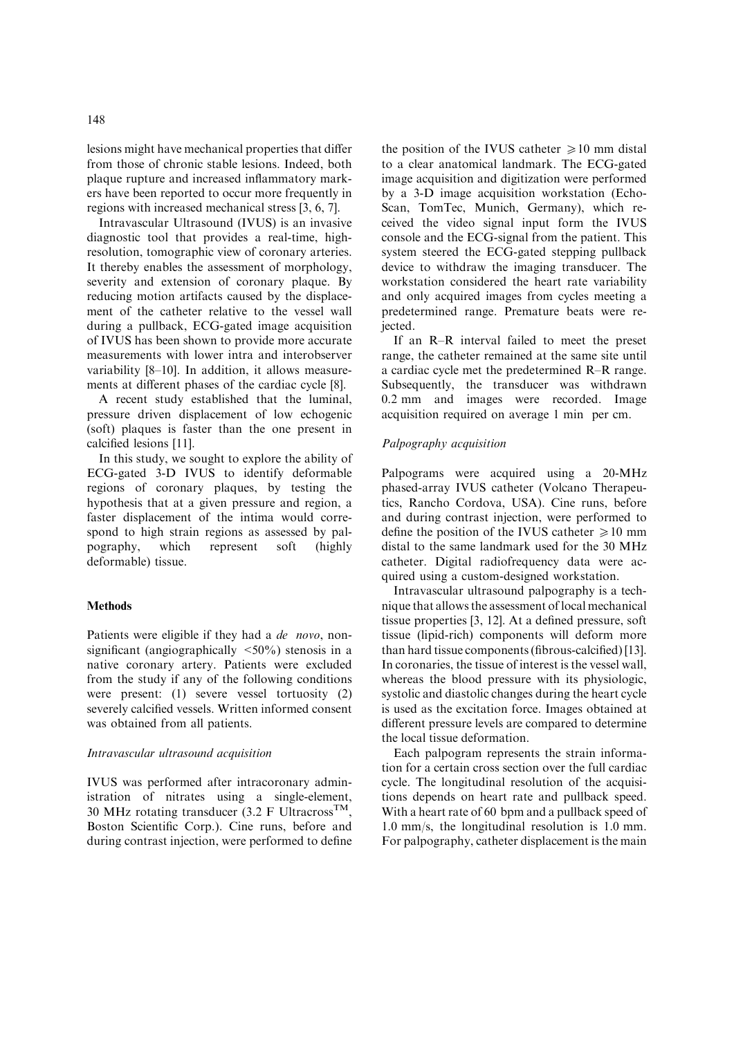lesions might have mechanical properties that differ from those of chronic stable lesions. Indeed, both plaque rupture and increased inflammatory markers have been reported to occur more frequently in regions with increased mechanical stress [3, 6, 7].

Intravascular Ultrasound (IVUS) is an invasive diagnostic tool that provides a real-time, high-resolution, tomographic view of coronary arteries. It thereby enables the assessment of morphology, severity and extension of coronary plaque. By reducing motion artifacts caused by the displacement of the catheter relative to the vessel wall during a pullback, ECG-gated image acquisition of IVUS has been shown to provide more accurate measurements with lower intra and interobserver variability [8–10]. In addition, it allows measurements at different phases of the cardiac cycle [8].

A recent study established that the luminal, pressure driven displacement of low echogenic (soft) plaques is faster than the one present in calcified lesions [11].

In this study, we sought to explore the ability of ECG-gated 3-D IVUS to identify deformable regions of coronary plaques, by testing the hypothesis that at a given pressure and region, a faster displacement of the intima would correspond to high strain regions as assessed by palpography, which represent soft (highly deformable) tissue.

## Methods

Patients were eligible if they had a *de novo*, non-significant (angiographically <50%) stenosis in a native coronary artery. Patients were excluded from the study if any of the following conditions were present: (1) severe vessel tortuosity (2) severely calcified vessels. Written informed consent was obtained from all patients.

### *Intravascular ultrasound acquisition*

IVUS was performed after intracoronary administration of nitrates using a single-element, 30 MHz rotating transducer (3.2 F Ultracross™, Boston Scientific Corp.). Cine runs, before and during contrast injection, were performed to define the position of the IVUS catheter $\geqslant 10$ mm distal to a clear anatomical landmark. The ECG-gated image acquisition and digitization were performed by a 3-D image acquisition workstation (EchoScan, TomTec, Munich, Germany), which received the video signal input form the IVUS console and the ECG-signal from the patient. This system steered the ECG-gated stepping pullback device to withdraw the imaging transducer. The workstation considered the heart rate variability and only acquired images from cycles meeting a predetermined range. Premature beats were rejected.

If an R–R interval failed to meet the preset range, the catheter remained at the same site until a cardiac cycle met the predetermined R–R range. Subsequently, the transducer was withdrawn 0.2 mm and images were recorded. Image acquisition required on average 1 min per cm.

### *Palpography acquisition*

Palpograms were acquired using a 20-MHz phased-array IVUS catheter (Volcano Therapeutics, Rancho Cordova, USA). Cine runs, before and during contrast injection, were performed to define the position of the IVUS catheter $\geqslant 10$ mm distal to the same landmark used for the 30 MHz catheter. Digital radiofrequency data were acquired using a custom-designed workstation.

Intravascular ultrasound palpography is a technique that allows the assessment of local mechanical tissue properties [3, 12]. At a defined pressure, soft tissue (lipid-rich) components will deform more than hard tissue components (fibrous-calcified) [13]. In coronaries, the tissue of interest is the vessel wall, whereas the blood pressure with its physiologic, systolic and diastolic changes during the heart cycle is used as the excitation force. Images obtained at different pressure levels are compared to determine the local tissue deformation.

Each palpogram represents the strain information for a certain cross section over the full cardiac cycle. The longitudinal resolution of the acquisitions depends on heart rate and pullback speed. With a heart rate of 60 bpm and a pullback speed of 1.0 mm/s, the longitudinal resolution is 1.0 mm. For palpography, catheter displacement is the main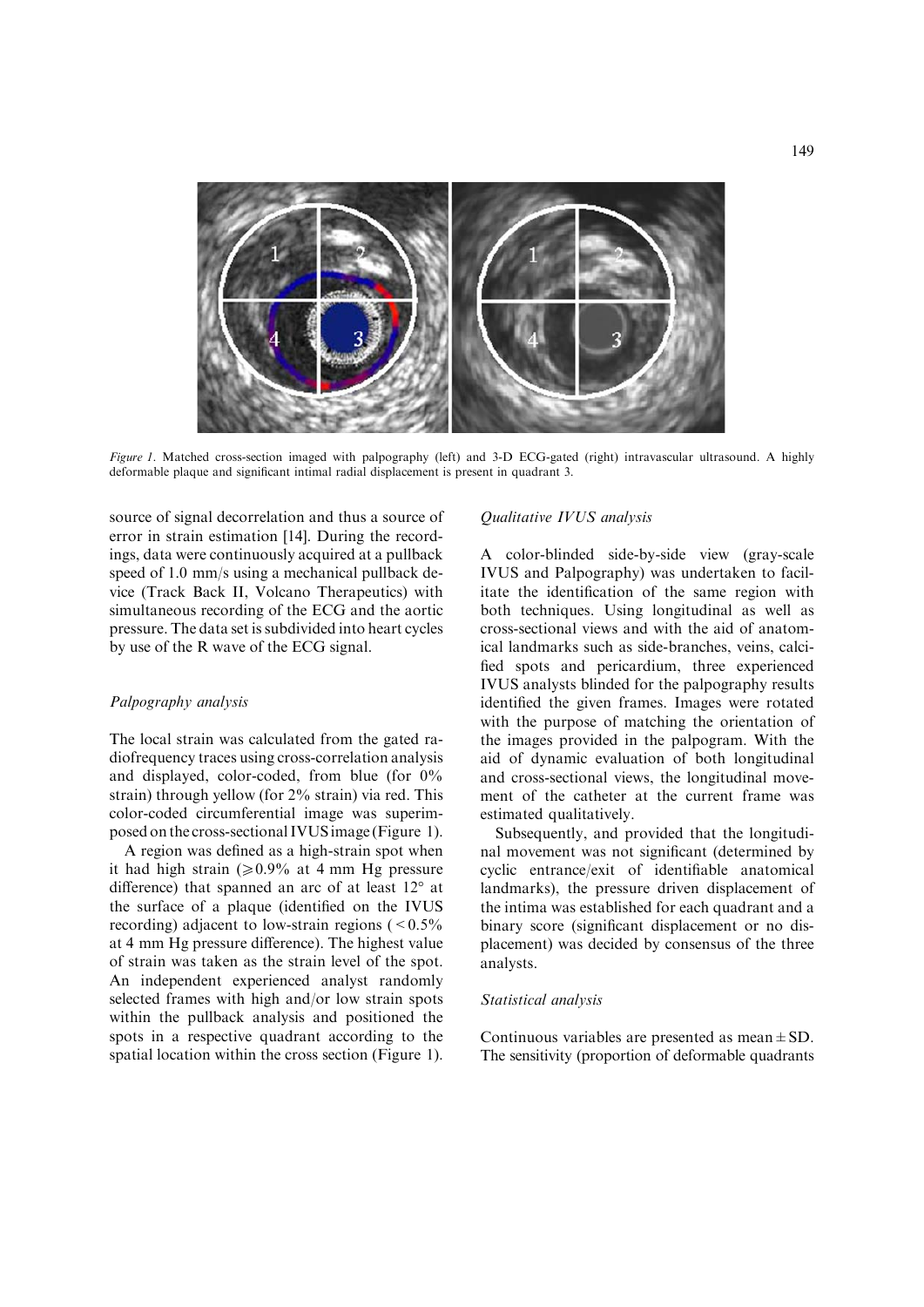*Figure 1*. Matched cross-section imaged with palpography (left) and 3-D ECG-gated (right) intravascular ultrasound. A highly deformable plaque and significant intimal radial displacement is present in quadrant 3.

source of signal decorrelation and thus a source of error in strain estimation [14]. During the recordings, data were continuously acquired at a pullback speed of 1.0 mm/s using a mechanical pullback device (Track Back II, Volcano Therapeutics) with simultaneous recording of the ECG and the aortic pressure. The data set is subdivided into heart cycles by use of the R wave of the ECG signal.

### *Palpography analysis*

The local strain was calculated from the gated radiofrequency traces using cross-correlation analysis and displayed, color-coded, from blue (for 0% strain) through yellow (for 2% strain) via red. This color-coded circumferential image was superimposed on the cross-sectional IVUS image (Figure 1).

A region was defined as a high-strain spot when it had high strain ($\geqslant$0.9% at 4 mm Hg pressure difference) that spanned an arc of at least 12° at the surface of a plaque (identified on the IVUS recording) adjacent to low-strain regions (<0.5% at 4 mm Hg pressure difference). The highest value of strain was taken as the strain level of the spot. An independent experienced analyst randomly selected frames with high and/or low strain spots within the pullback analysis and positioned the spots in a respective quadrant according to the spatial location within the cross section (Figure 1).

### *Qualitative IVUS analysis*

A color-blinded side-by-side view (gray-scale IVUS and Palpography) was undertaken to facilitate the identification of the same region with both techniques. Using longitudinal as well as cross-sectional views and with the aid of anatomical landmarks such as side-branches, veins, calcified spots and pericardium, three experienced IVUS analysts blinded for the palpography results identified the given frames. Images were rotated with the purpose of matching the orientation of the images provided in the palpogram. With the aid of dynamic evaluation of both longitudinal and cross-sectional views, the longitudinal movement of the catheter at the current frame was estimated qualitatively.

Subsequently, and provided that the longitudinal movement was not significant (determined by cyclic entrance/exit of identifiable anatomical landmarks), the pressure driven displacement of the intima was established for each quadrant and a binary score (significant displacement or no displacement) was decided by consensus of the three analysts.

### *Statistical analysis*

Continuous variables are presented as mean ± SD. The sensitivity (proportion of deformable quadrants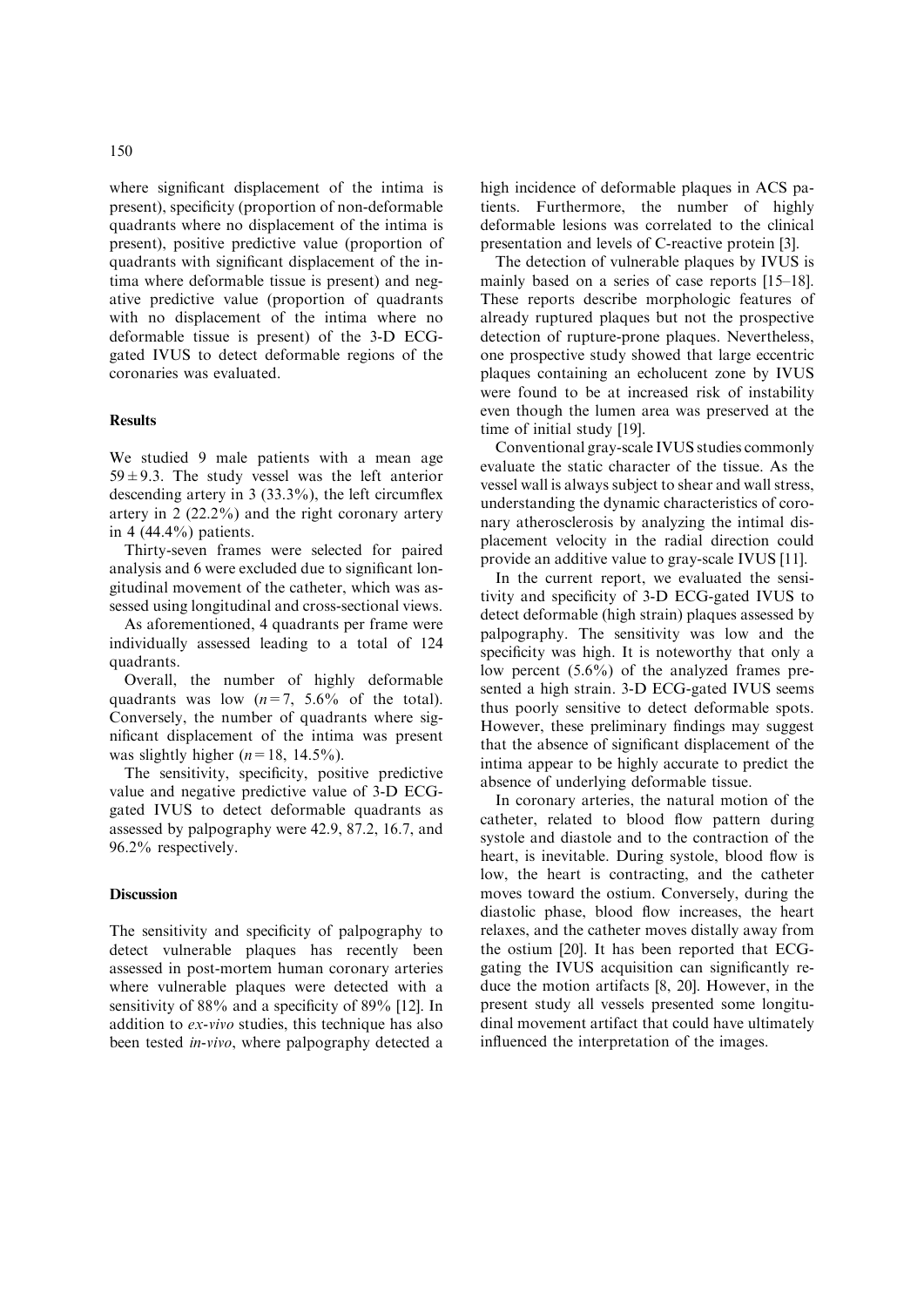where significant displacement of the intima is present), specificity (proportion of non-deformable quadrants where no displacement of the intima is present), positive predictive value (proportion of quadrants with significant displacement of the intima where deformable tissue is present) and negative predictive value (proportion of quadrants with no displacement of the intima where no deformable tissue is present) of the 3-D ECG-gated IVUS to detect deformable regions of the coronaries was evaluated.

## Results

We studied 9 male patients with a mean age $59 \pm 9.3$. The study vessel was the left anterior descending artery in 3 (33.3%), the left circumflex artery in 2 (22.2%) and the right coronary artery in 4 (44.4%) patients.

Thirty-seven frames were selected for paired analysis and 6 were excluded due to significant longitudinal movement of the catheter, which was assessed using longitudinal and cross-sectional views.

As aforementioned, 4 quadrants per frame were individually assessed leading to a total of 124 quadrants.

Overall, the number of highly deformable quadrants was low ($n = 7$, 5.6% of the total). Conversely, the number of quadrants where significant displacement of the intima was present was slightly higher ($n = 18$, 14.5%).

The sensitivity, specificity, positive predictive value and negative predictive value of 3-D ECG-gated IVUS to detect deformable quadrants as assessed by palpography were 42.9, 87.2, 16.7, and 96.2% respectively.

## Discussion

The sensitivity and specificity of palpography to detect vulnerable plaques has recently been assessed in post-mortem human coronary arteries where vulnerable plaques were detected with a sensitivity of 88% and a specificity of 89% [12]. In addition to *ex-vivo* studies, this technique has also been tested *in-vivo*, where palpography detected a high incidence of deformable plaques in ACS patients. Furthermore, the number of highly deformable lesions was correlated to the clinical presentation and levels of C-reactive protein [3].

The detection of vulnerable plaques by IVUS is mainly based on a series of case reports [15–18]. These reports describe morphologic features of already ruptured plaques but not the prospective detection of rupture-prone plaques. Nevertheless, one prospective study showed that large eccentric plaques containing an echolucent zone by IVUS were found to be at increased risk of instability even though the lumen area was preserved at the time of initial study [19].

Conventional gray-scale IVUS studies commonly evaluate the static character of the tissue. As the vessel wall is always subject to shear and wall stress, understanding the dynamic characteristics of coronary atherosclerosis by analyzing the intimal displacement velocity in the radial direction could provide an additive value to gray-scale IVUS [11].

In the current report, we evaluated the sensitivity and specificity of 3-D ECG-gated IVUS to detect deformable (high strain) plaques assessed by palpography. The sensitivity was low and the specificity was high. It is noteworthy that only a low percent (5.6%) of the analyzed frames presented a high strain. 3-D ECG-gated IVUS seems thus poorly sensitive to detect deformable spots. However, these preliminary findings may suggest that the absence of significant displacement of the intima appear to be highly accurate to predict the absence of underlying deformable tissue.

In coronary arteries, the natural motion of the catheter, related to blood flow pattern during systole and diastole and to the contraction of the heart, is inevitable. During systole, blood flow is low, the heart is contracting, and the catheter moves toward the ostium. Conversely, during the diastolic phase, blood flow increases, the heart relaxes, and the catheter moves distally away from the ostium [20]. It has been reported that ECG-gating the IVUS acquisition can significantly reduce the motion artifacts [8, 20]. However, in the present study all vessels presented some longitudinal movement artifact that could have ultimately influenced the interpretation of the images.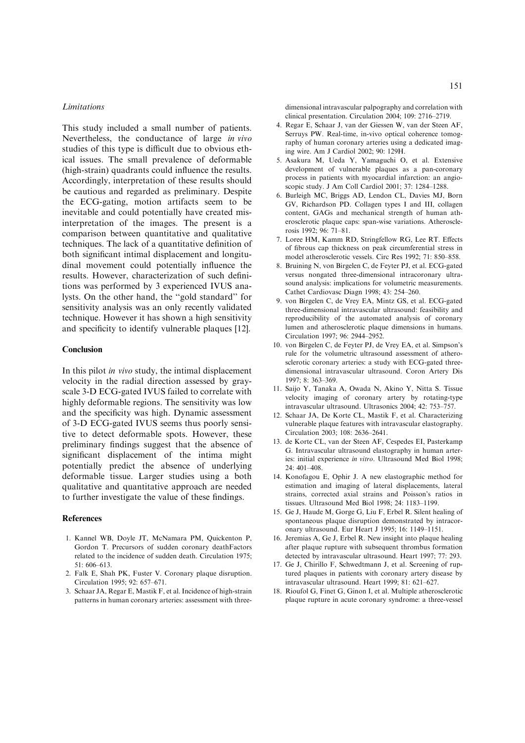### *Limitations*

This study included a small number of patients. Nevertheless, the conductance of large *in vivo* studies of this type is difficult due to obvious ethical issues. The small prevalence of deformable (high-strain) quadrants could influence the results. Accordingly, interpretation of these results should be cautious and regarded as preliminary. Despite the ECG-gating, motion artifacts seem to be inevitable and could potentially have created misinterpretation of the images. The present is a comparison between quantitative and qualitative techniques. The lack of a quantitative definition of both significant intimal displacement and longitudinal movement could potentially influence the results. However, characterization of such definitions was performed by 3 experienced IVUS analysts. On the other hand, the "gold standard" for sensitivity analysis was an only recently validated technique. However it has shown a high sensitivity and specificity to identify vulnerable plaques [12].

## Conclusion

In this pilot *in vivo* study, the intimal displacement velocity in the radial direction assessed by grayscale 3-D ECG-gated IVUS failed to correlate with highly deformable regions. The sensitivity was low and the specificity was high. Dynamic assessment of 3-D ECG-gated IVUS seems thus poorly sensitive to detect deformable spots. However, these preliminary findings suggest that the absence of significant displacement of the intima might potentially predict the absence of underlying deformable tissue. Larger studies using a both qualitative and quantitative approach are needed to further investigate the value of these findings.

## References

1. Kannel WB, Doyle JT, McNamara PM, Quickenton P, Gordon T. Precursors of sudden coronary deathFactors related to the incidence of sudden death. Circulation 1975; 51: 606–613.
2. Falk E, Shah PK, Fuster V. Coronary plaque disruption. Circulation 1995; 92: 657–671.
3. Schaar JA, Regar E, Mastik F, et al. Incidence of high-strain patterns in human coronary arteries: assessment with three-dimensional intravascular palpography and correlation with clinical presentation. Circulation 2004; 109: 2716–2719.
4. Regar E, Schaar J, van der Giessen W, van der Steen AF, Serruys PW. Real-time, in-vivo optical coherence tomography of human coronary arteries using a dedicated imaging wire. Am J Cardiol 2002; 90: 129H.
5. Asakura M, Ueda Y, Yamaguchi O, et al. Extensive development of vulnerable plaques as a pan-coronary process in patients with myocardial infarction: an angioscopic study. J Am Coll Cardiol 2001; 37: 1284–1288.
6. Burleigh MC, Briggs AD, Lendon CL, Davies MJ, Born GV, Richardson PD. Collagen types I and III, collagen content, GAGs and mechanical strength of human atherosclerotic plaque caps: span-wise variations. Atherosclerosis 1992; 96: 71–81.
7. Loree HM, Kamm RD, Stringfellow RG, Lee RT. Effects of fibrous cap thickness on peak circumferential stress in model atherosclerotic vessels. Circ Res 1992; 71: 850–858.
8. Bruining N, von Birgelen C, de Feyter PJ, et al. ECG-gated versus nongated three-dimensional intracoronary ultrasound analysis: implications for volumetric measurements. Cathet Cardiovasc Diagn 1998; 43: 254–260.
9. von Birgelen C, de Vrey EA, Mintz GS, et al. ECG-gated three-dimensional intravascular ultrasound: feasibility and reproducibility of the automated analysis of coronary lumen and atherosclerotic plaque dimensions in humans. Circulation 1997; 96: 2944–2952.
10. von Birgelen C, de Feyter PJ, de Vrey EA, et al. Simpson's rule for the volumetric ultrasound assessment of atherosclerotic coronary arteries: a study with ECG-gated three-dimensional intravascular ultrasound. Coron Artery Dis 1997; 8: 363–369.
11. Saijo Y, Tanaka A, Owada N, Akino Y, Nitta S. Tissue velocity imaging of coronary artery by rotating-type intravascular ultrasound. Ultrasonics 2004; 42: 753–757.
12. Schaar JA, De Korte CL, Mastik F, et al. Characterizing vulnerable plaque features with intravascular elastography. Circulation 2003; 108: 2636–2641.
13. de Korte CL, van der Steen AF, Cespedes EI, Pasterkamp G. Intravascular ultrasound elastography in human arteries: initial experience *in vitro*. Ultrasound Med Biol 1998; 24: 401–408.
14. Konofagou E, Ophir J. A new elastographic method for estimation and imaging of lateral displacements, lateral strains, corrected axial strains and Poisson's ratios in tissues. Ultrasound Med Biol 1998; 24: 1183–1199.
15. Ge J, Haude M, Gorge G, Liu F, Erbel R. Silent healing of spontaneous plaque disruption demonstrated by intracoronary ultrasound. Eur Heart J 1995; 16: 1149–1151.
16. Jeremias A, Ge J, Erbel R. New insight into plaque healing after plaque rupture with subsequent thrombus formation detected by intravascular ultrasound. Heart 1997; 77: 293.
17. Ge J, Chirillo F, Schwedtmann J, et al. Screening of ruptured plaques in patients with coronary artery disease by intravascular ultrasound. Heart 1999; 81: 621–627.
18. Rioufol G, Finet G, Ginon I, et al. Multiple atherosclerotic plaque rupture in acute coronary syndrome: a three-vessel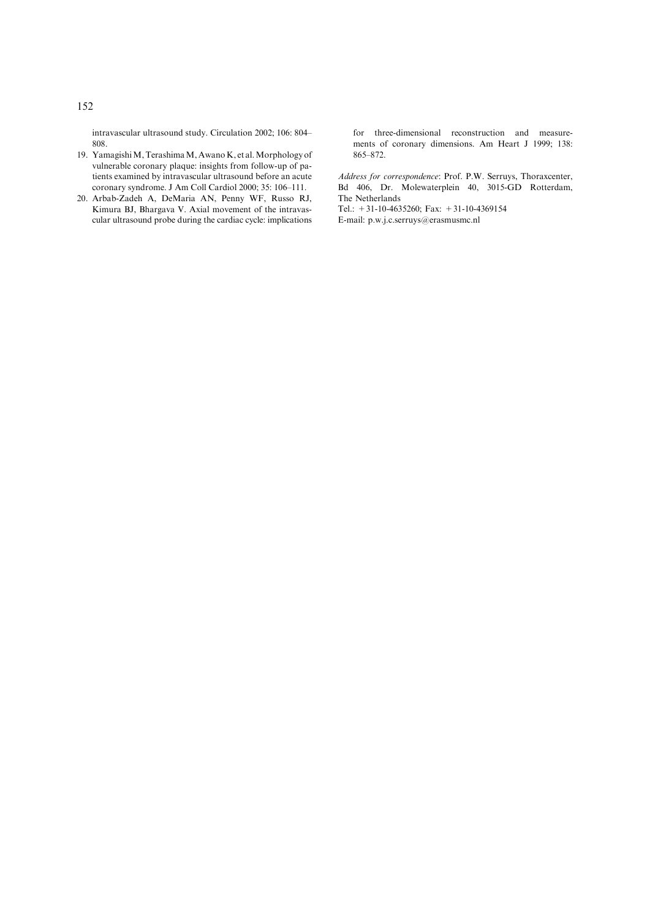intravascular ultrasound study. Circulation 2002; 106: 804–808.

19. Yamagishi M, Terashima M, Awano K, et al. Morphology of vulnerable coronary plaque: insights from follow-up of patients examined by intravascular ultrasound before an acute coronary syndrome. J Am Coll Cardiol 2000; 35: 106–111.
20. Arbab-Zadeh A, DeMaria AN, Penny WF, Russo RJ, Kimura BJ, Bhargava V. Axial movement of the intravascular ultrasound probe during the cardiac cycle: implications for three-dimensional reconstruction and measurements of coronary dimensions. Am Heart J 1999; 138: 865–872.

*Address for correspondence*: Prof. P.W. Serruys, Thoraxcenter, Bd 406, Dr. Molewaterplein 40, 3015-GD Rotterdam, The Netherlands
Tel.: +31-10-4635260; Fax: +31-10-4369154
E-mail: p.w.j.c.serruys@erasmusmc.nl